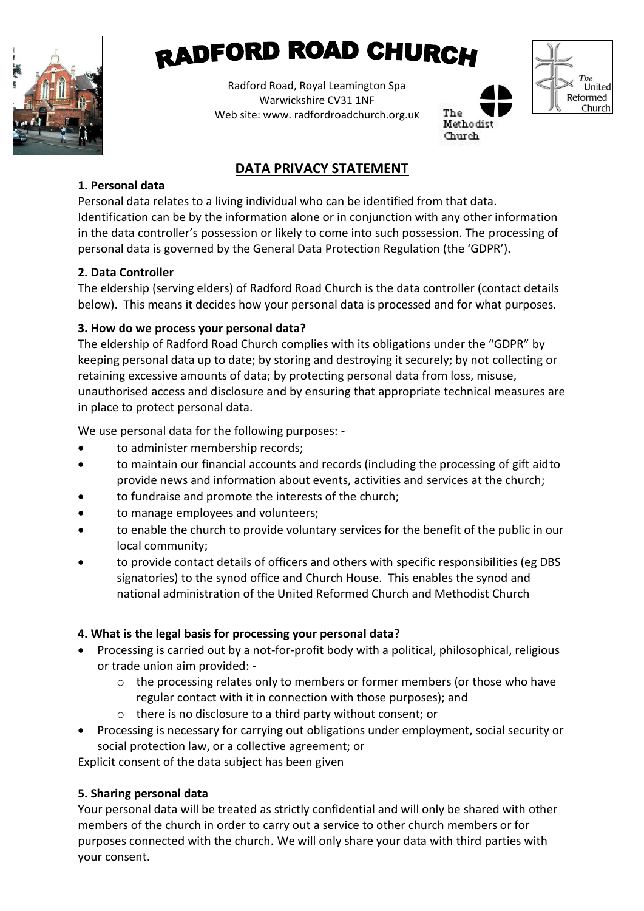# RADFORD ROAD CHURCH

Radford Road, Royal Leamington Spa
Warwickshire CV31 1NF
Web site: www. radfordroadchurch.org.uK

The Methodist Church

The United Reformed Church

## DATA PRIVACY STATEMENT

### 1. Personal data

Personal data relates to a living individual who can be identified from that data. Identification can be by the information alone or in conjunction with any other information in the data controller's possession or likely to come into such possession. The processing of personal data is governed by the General Data Protection Regulation (the 'GDPR').

### 2. Data Controller

The eldership (serving elders) of Radford Road Church is the data controller (contact details below). This means it decides how your personal data is processed and for what purposes.

### 3. How do we process your personal data?

The eldership of Radford Road Church complies with its obligations under the "GDPR" by keeping personal data up to date; by storing and destroying it securely; by not collecting or retaining excessive amounts of data; by protecting personal data from loss, misuse, unauthorised access and disclosure and by ensuring that appropriate technical measures are in place to protect personal data.

We use personal data for the following purposes: -

- to administer membership records;
- to maintain our financial accounts and records (including the processing of gift aidto provide news and information about events, activities and services at the church;
- to fundraise and promote the interests of the church;
- to manage employees and volunteers;
- to enable the church to provide voluntary services for the benefit of the public in our local community;
- to provide contact details of officers and others with specific responsibilities (eg DBS signatories) to the synod office and Church House. This enables the synod and national administration of the United Reformed Church and Methodist Church

### 4. What is the legal basis for processing your personal data?

- Processing is carried out by a not-for-profit body with a political, philosophical, religious or trade union aim provided: -
    - the processing relates only to members or former members (or those who have regular contact with it in connection with those purposes); and
    - there is no disclosure to a third party without consent; or
- Processing is necessary for carrying out obligations under employment, social security or social protection law, or a collective agreement; or

Explicit consent of the data subject has been given

### 5. Sharing personal data

Your personal data will be treated as strictly confidential and will only be shared with other members of the church in order to carry out a service to other church members or for purposes connected with the church. We will only share your data with third parties with your consent.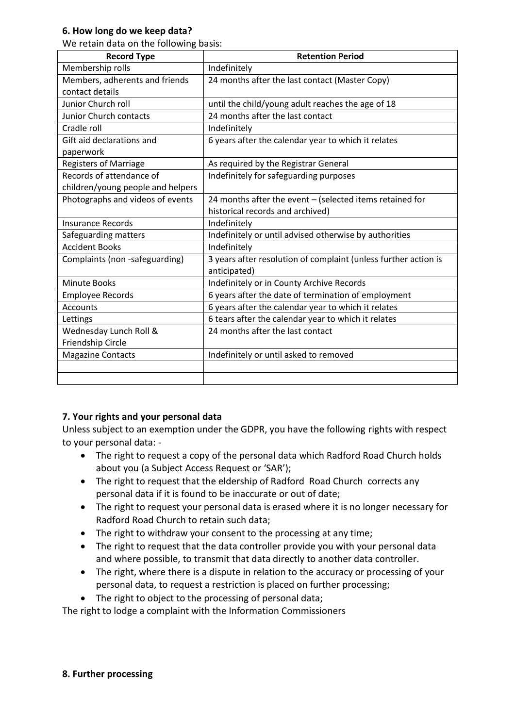**6. How long do we keep data?**

We retain data on the following basis:

| Record Type | Retention Period |
|---|---|
| Membership rolls | Indefinitely |
| Members, adherents and friends contact details | 24 months after the last contact (Master Copy) |
| Junior Church roll | until the child/young adult reaches the age of 18 |
| Junior Church contacts | 24 months after the last contact |
| Cradle roll | Indefinitely |
| Gift aid declarations and paperwork | 6 years after the calendar year to which it relates |
| Registers of Marriage | As required by the Registrar General |
| Records of attendance of children/young people and helpers | Indefinitely for safeguarding purposes |
| Photographs and videos of events | 24 months after the event – (selected items retained for historical records and archived) |
| Insurance Records | Indefinitely |
| Safeguarding matters | Indefinitely or until advised otherwise by authorities |
| Accident Books | Indefinitely |
| Complaints (non -safeguarding) | 3 years after resolution of complaint (unless further action is anticipated) |
| Minute Books | Indefinitely or in County Archive Records |
| Employee Records | 6 years after the date of termination of employment |
| Accounts | 6 years after the calendar year to which it relates |
| Lettings | 6 tears after the calendar year to which it relates |
| Wednesday Lunch Roll & Friendship Circle | 24 months after the last contact |
| Magazine Contacts | Indefinitely or until asked to removed |
| | |
| | |

**7. Your rights and your personal data**

Unless subject to an exemption under the GDPR, you have the following rights with respect to your personal data: -

- The right to request a copy of the personal data which Radford Road Church holds about you (a Subject Access Request or 'SAR');
- The right to request that the eldership of Radford Road Church corrects any personal data if it is found to be inaccurate or out of date;
- The right to request your personal data is erased where it is no longer necessary for Radford Road Church to retain such data;
- The right to withdraw your consent to the processing at any time;
- The right to request that the data controller provide you with your personal data and where possible, to transmit that data directly to another data controller.
- The right, where there is a dispute in relation to the accuracy or processing of your personal data, to request a restriction is placed on further processing;
- The right to object to the processing of personal data;

The right to lodge a complaint with the Information Commissioners

**8. Further processing**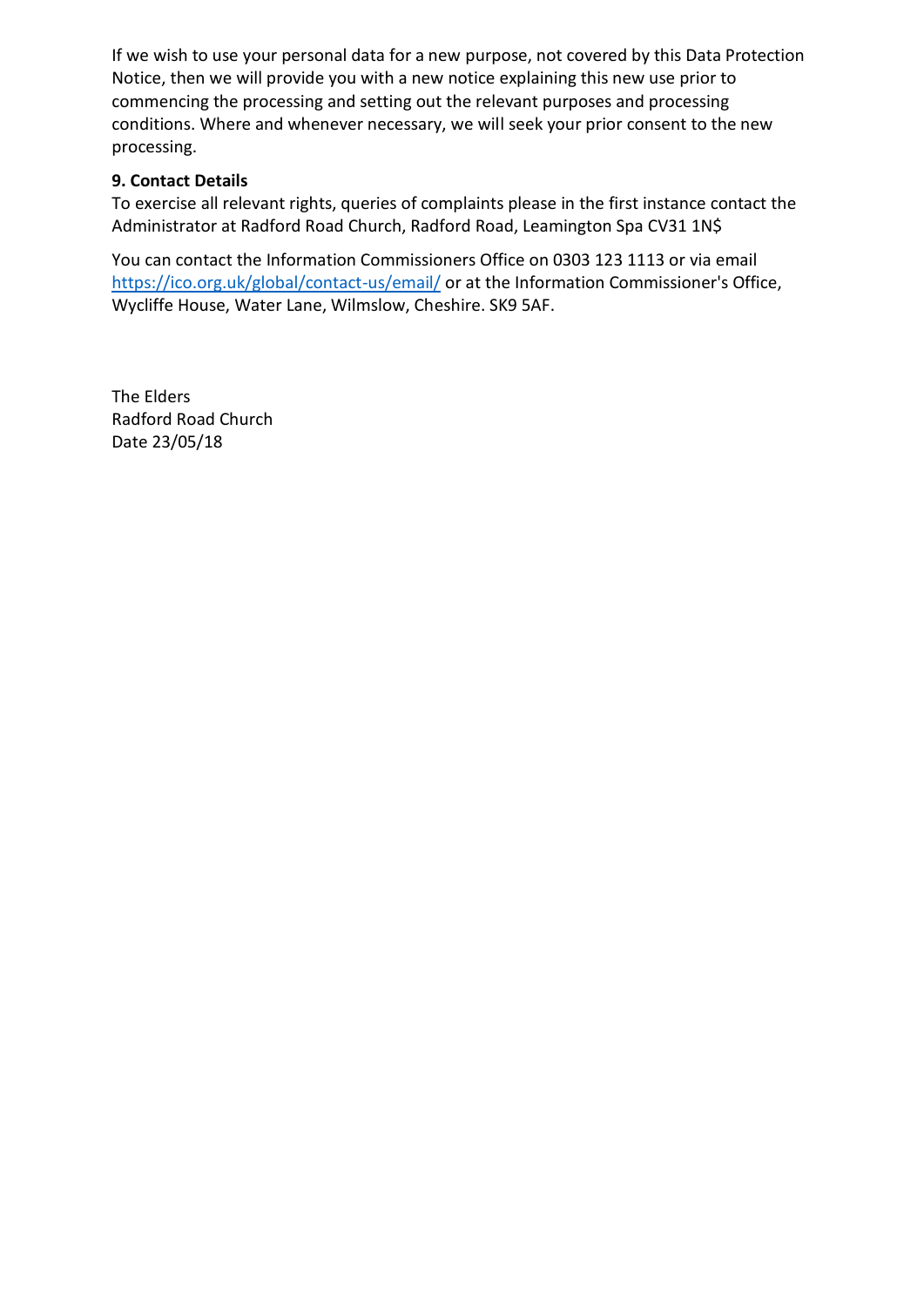If we wish to use your personal data for a new purpose, not covered by this Data Protection Notice, then we will provide you with a new notice explaining this new use prior to commencing the processing and setting out the relevant purposes and processing conditions. Where and whenever necessary, we will seek your prior consent to the new processing.

**9. Contact Details**

To exercise all relevant rights, queries of complaints please in the first instance contact the Administrator at Radford Road Church, Radford Road, Leamington Spa CV31 1N$

You can contact the Information Commissioners Office on 0303 123 1113 or via email https://ico.org.uk/global/contact-us/email/ or at the Information Commissioner's Office, Wycliffe House, Water Lane, Wilmslow, Cheshire. SK9 5AF.

The Elders
Radford Road Church
Date 23/05/18